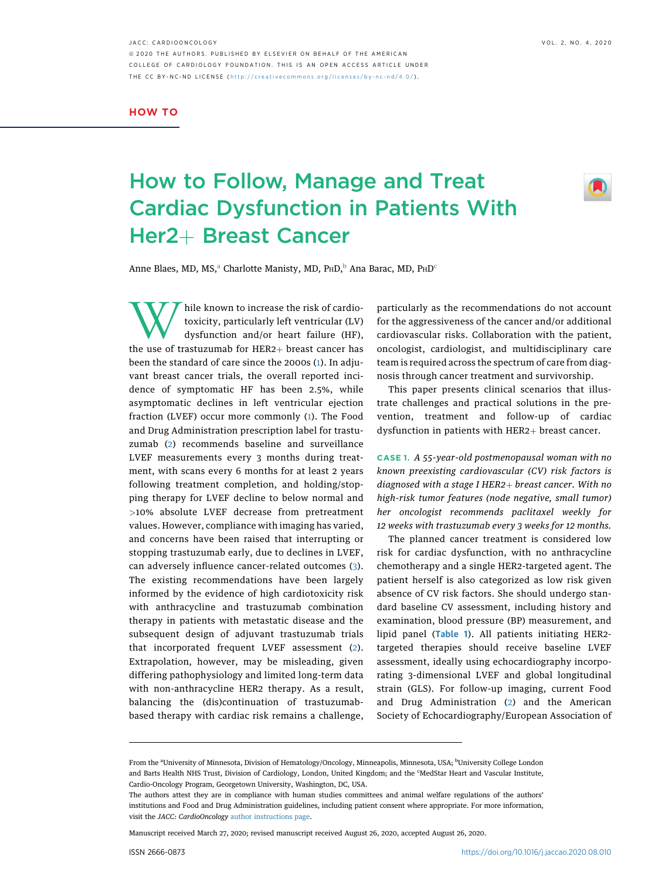HOW TO

# How to Follow, Manage and Treat Cardiac Dysfunction in Patients With Her2+ Breast Cancer

Anne Blaes, MD, MS,[a] Charlotte Manisty, MD, PhD,[b] Ana Barac, MD, PhD[c]

While known to increase the risk of cardiotoxicity, particularly left ventricular (LV) dysfunction and/or heart failure (HF), the use of trastuzumab for HER2+ breast cancer has been the standard of care since the 2000s (1). In adjuvant breast cancer trials, the overall reported incidence of symptomatic HF has been 2.5%, while asymptomatic declines in left ventricular ejection fraction (LVEF) occur more commonly (1). The Food and Drug Administration prescription label for trastuzumab (2) recommends baseline and surveillance LVEF measurements every 3 months during treatment, with scans every 6 months for at least 2 years following treatment completion, and holding/stopping therapy for LVEF decline to below normal and >10% absolute LVEF decrease from pretreatment values. However, compliance with imaging has varied, and concerns have been raised that interrupting or stopping trastuzumab early, due to declines in LVEF, can adversely influence cancer-related outcomes (3). The existing recommendations have been largely informed by the evidence of high cardiotoxicity risk with anthracycline and trastuzumab combination therapy in patients with metastatic disease and the subsequent design of adjuvant trastuzumab trials that incorporated frequent LVEF assessment (2). Extrapolation, however, may be misleading, given differing pathophysiology and limited long-term data with non-anthracycline HER2 therapy. As a result, balancing the (dis)continuation of trastuzumab-based therapy with cardiac risk remains a challenge, particularly as the recommendations do not account for the aggressiveness of the cancer and/or additional cardiovascular risks. Collaboration with the patient, oncologist, cardiologist, and multidisciplinary care team is required across the spectrum of care from diagnosis through cancer treatment and survivorship.

This paper presents clinical scenarios that illustrate challenges and practical solutions in the prevention, treatment and follow-up of cardiac dysfunction in patients with HER2+ breast cancer.

**CASE 1.** *A 55-year-old postmenopausal woman with no known preexisting cardiovascular (CV) risk factors is diagnosed with a stage I HER2+ breast cancer. With no high-risk tumor features (node negative, small tumor) her oncologist recommends paclitaxel weekly for 12 weeks with trastuzumab every 3 weeks for 12 months.*

The planned cancer treatment is considered low risk for cardiac dysfunction, with no anthracycline chemotherapy and a single HER2-targeted agent. The patient herself is also categorized as low risk given absence of CV risk factors. She should undergo standard baseline CV assessment, including history and examination, blood pressure (BP) measurement, and lipid panel (**Table 1**). All patients initiating HER2-targeted therapies should receive baseline LVEF assessment, ideally using echocardiography incorporating 3-dimensional LVEF and global longitudinal strain (GLS). For follow-up imaging, current Food and Drug Administration (2) and the American Society of Echocardiography/European Association of

From the [a]University of Minnesota, Division of Hematology/Oncology, Minneapolis, Minnesota, USA; [b]University College London and Barts Health NHS Trust, Division of Cardiology, London, United Kingdom; and the [c]MedStar Heart and Vascular Institute, Cardio-Oncology Program, Georgetown University, Washington, DC, USA.

The authors attest they are in compliance with human studies committees and animal welfare regulations of the authors' institutions and Food and Drug Administration guidelines, including patient consent where appropriate. For more information, visit the *JACC: CardioOncology* author instructions page.

Manuscript received March 27, 2020; revised manuscript received August 26, 2020, accepted August 26, 2020.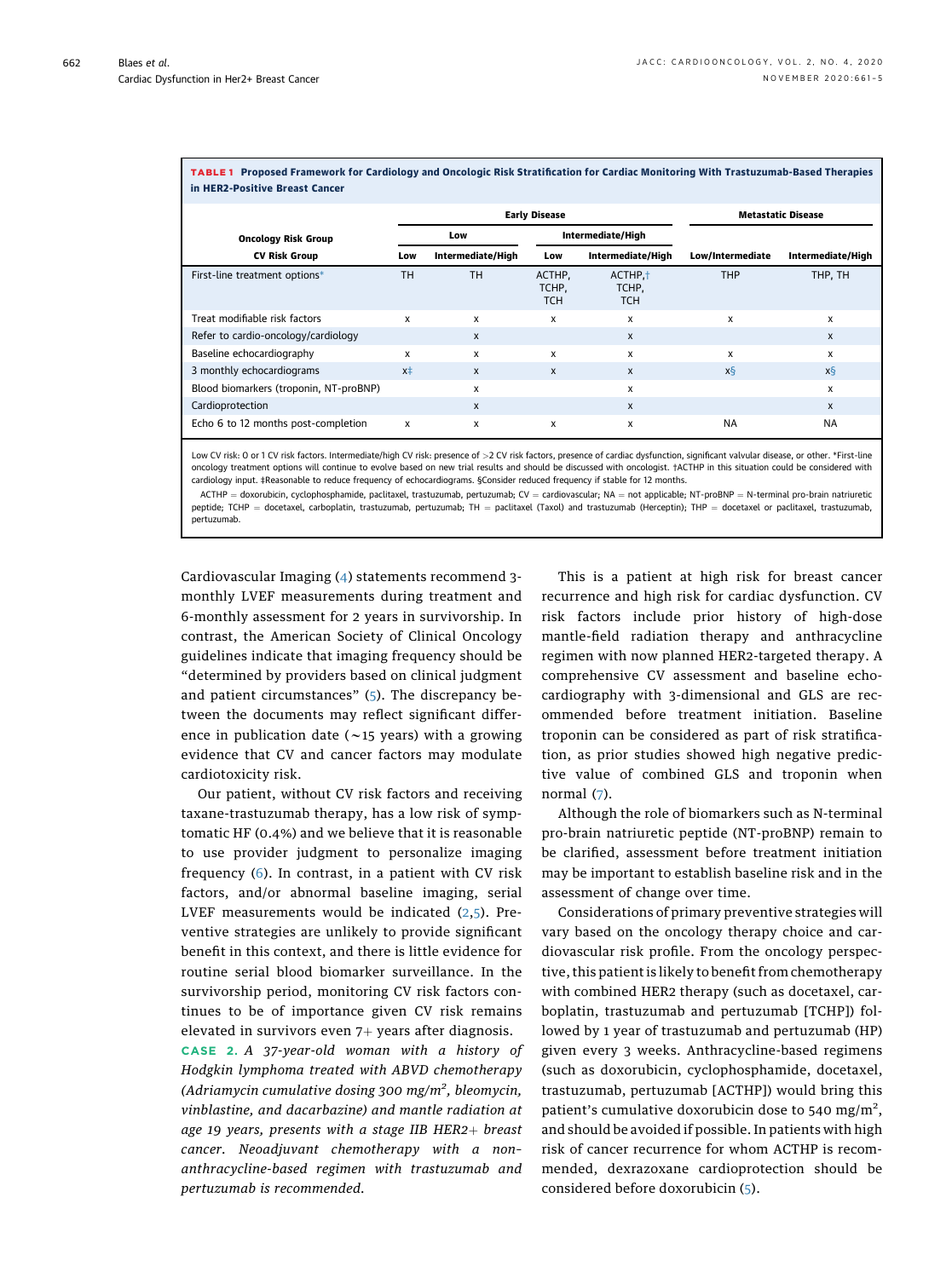**TABLE 1 Proposed Framework for Cardiology and Oncologic Risk Stratification for Cardiac Monitoring With Trastuzumab-Based Therapies in HER2-Positive Breast Cancer**

| | Early Disease | | | | Metastatic Disease | |
|---|---|---|---|---|---|---|
| **Oncology Risk Group** | Low | | Intermediate/High | | | |
| **CV Risk Group** | Low | Intermediate/High | Low | Intermediate/High | Low/Intermediate | Intermediate/High |
| First-line treatment options* | TH | TH | ACTHP, TCHP, TCH | ACTHP,† TCHP, TCH | THP | THP, TH |
| Treat modifiable risk factors | x | x | x | x | x | x |
| Refer to cardio-oncology/cardiology | | x | | x | | x |
| Baseline echocardiography | x | x | x | x | x | x |
| 3 monthly echocardiograms | x‡ | x | x | x | x§ | x§ |
| Blood biomarkers (troponin, NT-proBNP) | | x | | x | | x |
| Cardioprotection | | x | | x | | x |
| Echo 6 to 12 months post-completion | x | x | x | x | NA | NA |

Low CV risk: 0 or 1 CV risk factors. Intermediate/high CV risk: presence of >2 CV risk factors, presence of cardiac dysfunction, significant valvular disease, or other. *First-line oncology treatment options will continue to evolve based on new trial results and should be discussed with oncologist. †ACTHP in this situation could be considered with cardiology input. ‡Reasonable to reduce frequency of echocardiograms. §Consider reduced frequency if stable for 12 months.

ACTHP = doxorubicin, cyclophosphamide, paclitaxel, trastuzumab, pertuzumab; CV = cardiovascular; NA = not applicable; NT-proBNP = N-terminal pro-brain natriuretic peptide; TCHP = docetaxel, carboplatin, trastuzumab, pertuzumab; TH = paclitaxel (Taxol) and trastuzumab (Herceptin); THP = docetaxel or paclitaxel, trastuzumab, pertuzumab.

Cardiovascular Imaging (4) statements recommend 3-monthly LVEF measurements during treatment and 6-monthly assessment for 2 years in survivorship. In contrast, the American Society of Clinical Oncology guidelines indicate that imaging frequency should be "determined by providers based on clinical judgment and patient circumstances" (5). The discrepancy between the documents may reflect significant difference in publication date (~15 years) with a growing evidence that CV and cancer factors may modulate cardiotoxicity risk.

Our patient, without CV risk factors and receiving taxane-trastuzumab therapy, has a low risk of symptomatic HF (0.4%) and we believe that it is reasonable to use provider judgment to personalize imaging frequency (6). In contrast, in a patient with CV risk factors, and/or abnormal baseline imaging, serial LVEF measurements would be indicated (2,5). Preventive strategies are unlikely to provide significant benefit in this context, and there is little evidence for routine serial blood biomarker surveillance. In the survivorship period, monitoring CV risk factors continues to be of importance given CV risk remains elevated in survivors even 7+ years after diagnosis.

**CASE 2.** *A 37-year-old woman with a history of Hodgkin lymphoma treated with ABVD chemotherapy (Adriamycin cumulative dosing 300 mg/m$^2$, bleomycin, vinblastine, and dacarbazine) and mantle radiation at age 19 years, presents with a stage IIB HER2+ breast cancer. Neoadjuvant chemotherapy with a non-anthracycline-based regimen with trastuzumab and pertuzumab is recommended.*

This is a patient at high risk for breast cancer recurrence and high risk for cardiac dysfunction. CV risk factors include prior history of high-dose mantle-field radiation therapy and anthracycline regimen with now planned HER2-targeted therapy. A comprehensive CV assessment and baseline echocardiography with 3-dimensional and GLS are recommended before treatment initiation. Baseline troponin can be considered as part of risk stratification, as prior studies showed high negative predictive value of combined GLS and troponin when normal (7).

Although the role of biomarkers such as N-terminal pro-brain natriuretic peptide (NT-proBNP) remain to be clarified, assessment before treatment initiation may be important to establish baseline risk and in the assessment of change over time.

Considerations of primary preventive strategies will vary based on the oncology therapy choice and cardiovascular risk profile. From the oncology perspective, this patient is likely to benefit from chemotherapy with combined HER2 therapy (such as docetaxel, carboplatin, trastuzumab and pertuzumab [TCHP]) followed by 1 year of trastuzumab and pertuzumab (HP) given every 3 weeks. Anthracycline-based regimens (such as doxorubicin, cyclophosphamide, docetaxel, trastuzumab, pertuzumab [ACTHP]) would bring this patient's cumulative doxorubicin dose to 540 mg/m$^2$, and should be avoided if possible. In patients with high risk of cancer recurrence for whom ACTHP is recommended, dexrazoxane cardioprotection should be considered before doxorubicin (5).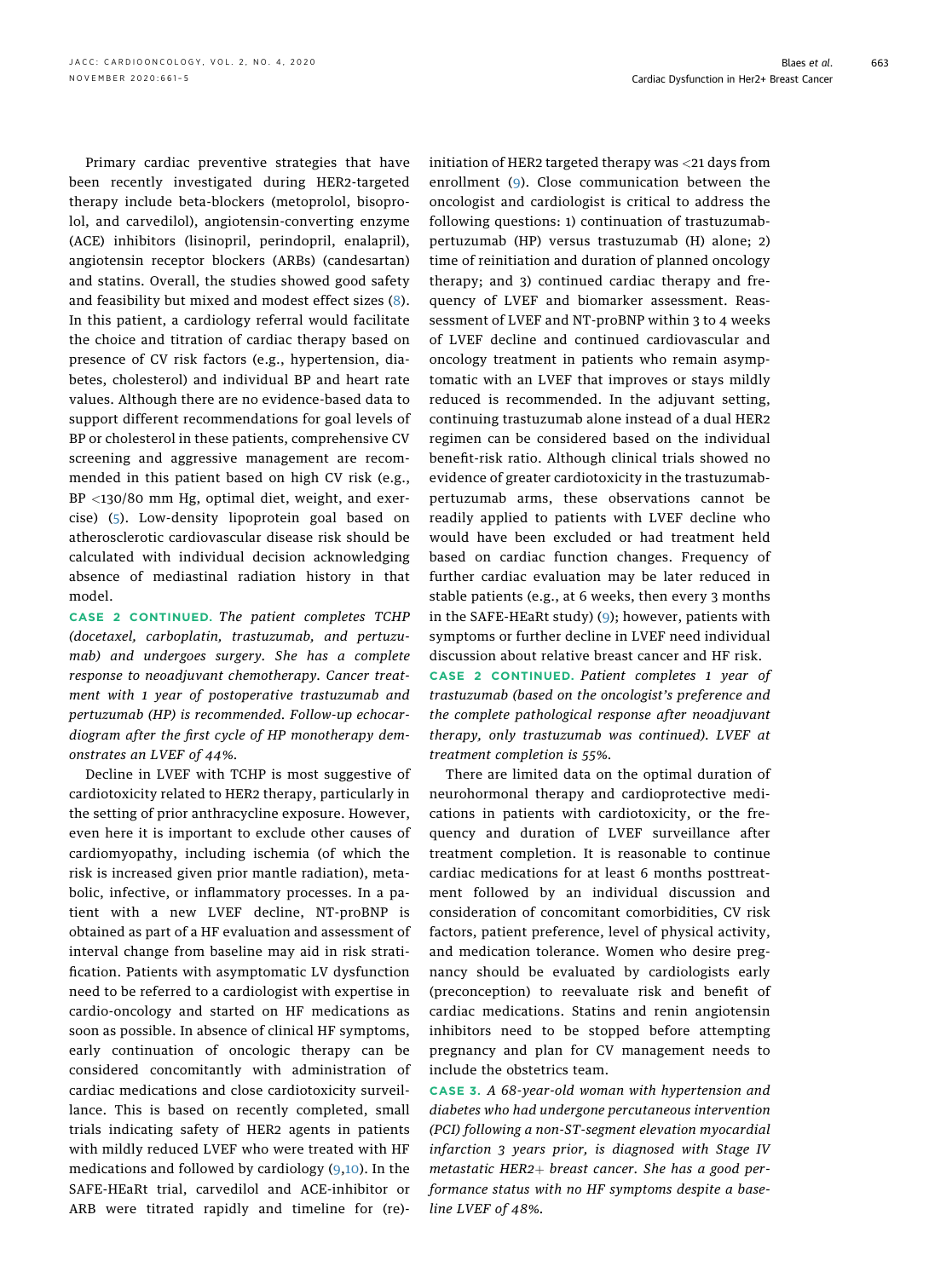Primary cardiac preventive strategies that have been recently investigated during HER2-targeted therapy include beta-blockers (metoprolol, bisoprolol, and carvedilol), angiotensin-converting enzyme (ACE) inhibitors (lisinopril, perindopril, enalapril), angiotensin receptor blockers (ARBs) (candesartan) and statins. Overall, the studies showed good safety and feasibility but mixed and modest effect sizes (8). In this patient, a cardiology referral would facilitate the choice and titration of cardiac therapy based on presence of CV risk factors (e.g., hypertension, diabetes, cholesterol) and individual BP and heart rate values. Although there are no evidence-based data to support different recommendations for goal levels of BP or cholesterol in these patients, comprehensive CV screening and aggressive management are recommended in this patient based on high CV risk (e.g., BP <130/80 mm Hg, optimal diet, weight, and exercise) (5). Low-density lipoprotein goal based on atherosclerotic cardiovascular disease risk should be calculated with individual decision acknowledging absence of mediastinal radiation history in that model.

**CASE 2 CONTINUED.** *The patient completes TCHP (docetaxel, carboplatin, trastuzumab, and pertuzumab) and undergoes surgery. She has a complete response to neoadjuvant chemotherapy. Cancer treatment with 1 year of postoperative trastuzumab and pertuzumab (HP) is recommended. Follow-up echocardiogram after the first cycle of HP monotherapy demonstrates an LVEF of 44%.*

Decline in LVEF with TCHP is most suggestive of cardiotoxicity related to HER2 therapy, particularly in the setting of prior anthracycline exposure. However, even here it is important to exclude other causes of cardiomyopathy, including ischemia (of which the risk is increased given prior mantle radiation), metabolic, infective, or inflammatory processes. In a patient with a new LVEF decline, NT-proBNP is obtained as part of a HF evaluation and assessment of interval change from baseline may aid in risk stratification. Patients with asymptomatic LV dysfunction need to be referred to a cardiologist with expertise in cardio-oncology and started on HF medications as soon as possible. In absence of clinical HF symptoms, early continuation of oncologic therapy can be considered concomitantly with administration of cardiac medications and close cardiotoxicity surveillance. This is based on recently completed, small trials indicating safety of HER2 agents in patients with mildly reduced LVEF who were treated with HF medications and followed by cardiology (9,10). In the SAFE-HEaRt trial, carvedilol and ACE-inhibitor or ARB were titrated rapidly and timeline for (re)-initiation of HER2 targeted therapy was <21 days from enrollment (9). Close communication between the oncologist and cardiologist is critical to address the following questions: 1) continuation of trastuzumab-pertuzumab (HP) versus trastuzumab (H) alone; 2) time of reinitiation and duration of planned oncology therapy; and 3) continued cardiac therapy and frequency of LVEF and biomarker assessment. Reassessment of LVEF and NT-proBNP within 3 to 4 weeks of LVEF decline and continued cardiovascular and oncology treatment in patients who remain asymptomatic with an LVEF that improves or stays mildly reduced is recommended. In the adjuvant setting, continuing trastuzumab alone instead of a dual HER2 regimen can be considered based on the individual benefit-risk ratio. Although clinical trials showed no evidence of greater cardiotoxicity in the trastuzumab-pertuzumab arms, these observations cannot be readily applied to patients with LVEF decline who would have been excluded or had treatment held based on cardiac function changes. Frequency of further cardiac evaluation may be later reduced in stable patients (e.g., at 6 weeks, then every 3 months in the SAFE-HEaRt study) (9); however, patients with symptoms or further decline in LVEF need individual discussion about relative breast cancer and HF risk.

**CASE 2 CONTINUED.** *Patient completes 1 year of trastuzumab (based on the oncologist's preference and the complete pathological response after neoadjuvant therapy, only trastuzumab was continued). LVEF at treatment completion is 55%.*

There are limited data on the optimal duration of neurohormonal therapy and cardioprotective medications in patients with cardiotoxicity, or the frequency and duration of LVEF surveillance after treatment completion. It is reasonable to continue cardiac medications for at least 6 months posttreatment followed by an individual discussion and consideration of concomitant comorbidities, CV risk factors, patient preference, level of physical activity, and medication tolerance. Women who desire pregnancy should be evaluated by cardiologists early (preconception) to reevaluate risk and benefit of cardiac medications. Statins and renin angiotensin inhibitors need to be stopped before attempting pregnancy and plan for CV management needs to include the obstetrics team.

**CASE 3.** *A 68-year-old woman with hypertension and diabetes who had undergone percutaneous intervention (PCI) following a non-ST-segment elevation myocardial infarction 3 years prior, is diagnosed with Stage IV metastatic HER2+ breast cancer. She has a good performance status with no HF symptoms despite a baseline LVEF of 48%.*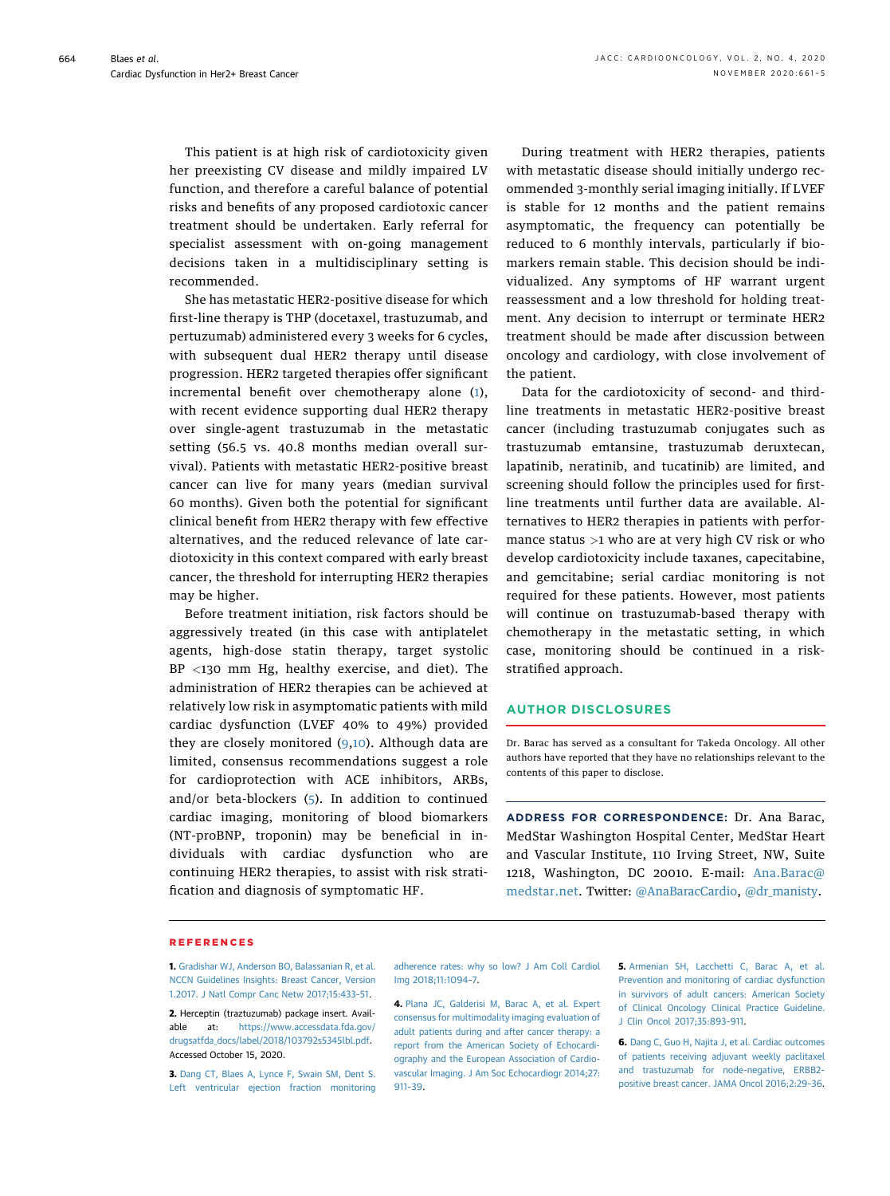This patient is at high risk of cardiotoxicity given her preexisting CV disease and mildly impaired LV function, and therefore a careful balance of potential risks and benefits of any proposed cardiotoxic cancer treatment should be undertaken. Early referral for specialist assessment with on-going management decisions taken in a multidisciplinary setting is recommended.

She has metastatic HER2-positive disease for which first-line therapy is THP (docetaxel, trastuzumab, and pertuzumab) administered every 3 weeks for 6 cycles, with subsequent dual HER2 therapy until disease progression. HER2 targeted therapies offer significant incremental benefit over chemotherapy alone (1), with recent evidence supporting dual HER2 therapy over single-agent trastuzumab in the metastatic setting (56.5 vs. 40.8 months median overall survival). Patients with metastatic HER2-positive breast cancer can live for many years (median survival 60 months). Given both the potential for significant clinical benefit from HER2 therapy with few effective alternatives, and the reduced relevance of late cardiotoxicity in this context compared with early breast cancer, the threshold for interrupting HER2 therapies may be higher.

Before treatment initiation, risk factors should be aggressively treated (in this case with antiplatelet agents, high-dose statin therapy, target systolic BP <130 mm Hg, healthy exercise, and diet). The administration of HER2 therapies can be achieved at relatively low risk in asymptomatic patients with mild cardiac dysfunction (LVEF 40% to 49%) provided they are closely monitored (9,10). Although data are limited, consensus recommendations suggest a role for cardioprotection with ACE inhibitors, ARBs, and/or beta-blockers (5). In addition to continued cardiac imaging, monitoring of blood biomarkers (NT-proBNP, troponin) may be beneficial in individuals with cardiac dysfunction who are continuing HER2 therapies, to assist with risk stratification and diagnosis of symptomatic HF.

During treatment with HER2 therapies, patients with metastatic disease should initially undergo recommended 3-monthly serial imaging initially. If LVEF is stable for 12 months and the patient remains asymptomatic, the frequency can potentially be reduced to 6 monthly intervals, particularly if biomarkers remain stable. This decision should be individualized. Any symptoms of HF warrant urgent reassessment and a low threshold for holding treatment. Any decision to interrupt or terminate HER2 treatment should be made after discussion between oncology and cardiology, with close involvement of the patient.

Data for the cardiotoxicity of second- and third-line treatments in metastatic HER2-positive breast cancer (including trastuzumab conjugates such as trastuzumab emtansine, trastuzumab deruxtecan, lapatinib, neratinib, and tucatinib) are limited, and screening should follow the principles used for first-line treatments until further data are available. Alternatives to HER2 therapies in patients with performance status >1 who are at very high CV risk or who develop cardiotoxicity include taxanes, capecitabine, and gemcitabine; serial cardiac monitoring is not required for these patients. However, most patients will continue on trastuzumab-based therapy with chemotherapy in the metastatic setting, in which case, monitoring should be continued in a risk-stratified approach.

## AUTHOR DISCLOSURES

Dr. Barac has served as a consultant for Takeda Oncology. All other authors have reported that they have no relationships relevant to the contents of this paper to disclose.

**ADDRESS FOR CORRESPONDENCE:** Dr. Ana Barac, MedStar Washington Hospital Center, MedStar Heart and Vascular Institute, 110 Irving Street, NW, Suite 1218, Washington, DC 20010. E-mail: Ana.Barac@medstar.net. Twitter: @AnaBaracCardio, @dr_manisty.

## REFERENCES

**1.** Gradishar WJ, Anderson BO, Balassanian R, et al. NCCN Guidelines Insights: Breast Cancer, Version 1.2017. J Natl Compr Canc Netw 2017;15:433–51.

**2.** Herceptin (traztuzumab) package insert. Available at: https://www.accessdata.fda.gov/drugsatfda_docs/label/2018/103792s5345lbl.pdf. Accessed October 15, 2020.

**3.** Dang CT, Blaes A, Lynce F, Swain SM, Dent S. Left ventricular ejection fraction monitoring adherence rates: why so low? J Am Coll Cardiol Img 2018;11:1094–7.

**4.** Plana JC, Galderisi M, Barac A, et al. Expert consensus for multimodality imaging evaluation of adult patients during and after cancer therapy: a report from the American Society of Echocardiography and the European Association of Cardiovascular Imaging. J Am Soc Echocardiogr 2014;27:911–39.

**5.** Armenian SH, Lacchetti C, Barac A, et al. Prevention and monitoring of cardiac dysfunction in survivors of adult cancers: American Society of Clinical Oncology Clinical Practice Guideline. J Clin Oncol 2017;35:893–911.

**6.** Dang C, Guo H, Najita J, et al. Cardiac outcomes of patients receiving adjuvant weekly paclitaxel and trastuzumab for node-negative, ERBB2-positive breast cancer. JAMA Oncol 2016;2:29–36.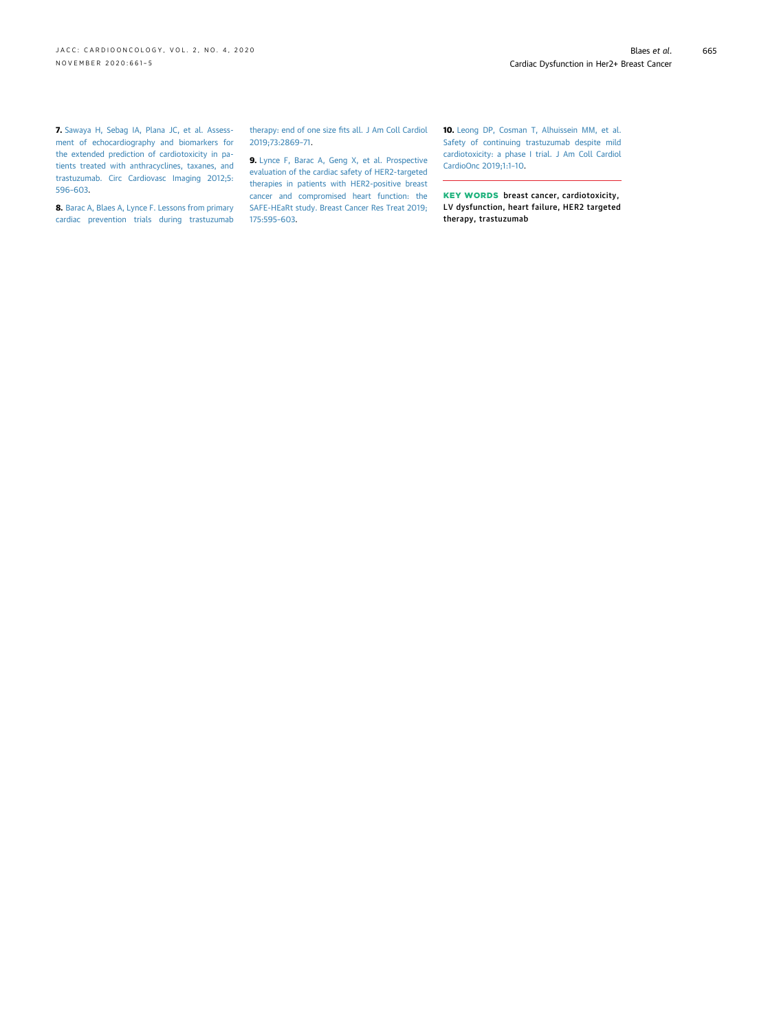7. Sawaya H, Sebag IA, Plana JC, et al. Assessment of echocardiography and biomarkers for the extended prediction of cardiotoxicity in patients treated with anthracyclines, taxanes, and trastuzumab. Circ Cardiovasc Imaging 2012;5:596–603.

8. Barac A, Blaes A, Lynce F. Lessons from primary cardiac prevention trials during trastuzumab therapy: end of one size fits all. J Am Coll Cardiol 2019;73:2869–71.

9. Lynce F, Barac A, Geng X, et al. Prospective evaluation of the cardiac safety of HER2-targeted therapies in patients with HER2-positive breast cancer and compromised heart function: the SAFE-HEaRt study. Breast Cancer Res Treat 2019;175:595–603.

10. Leong DP, Cosman T, Alhuissein MM, et al. Safety of continuing trastuzumab despite mild cardiotoxicity: a phase I trial. J Am Coll Cardiol CardioOnc 2019;1:1–10.

---

**KEY WORDS** breast cancer, cardiotoxicity, LV dysfunction, heart failure, HER2 targeted therapy, trastuzumab